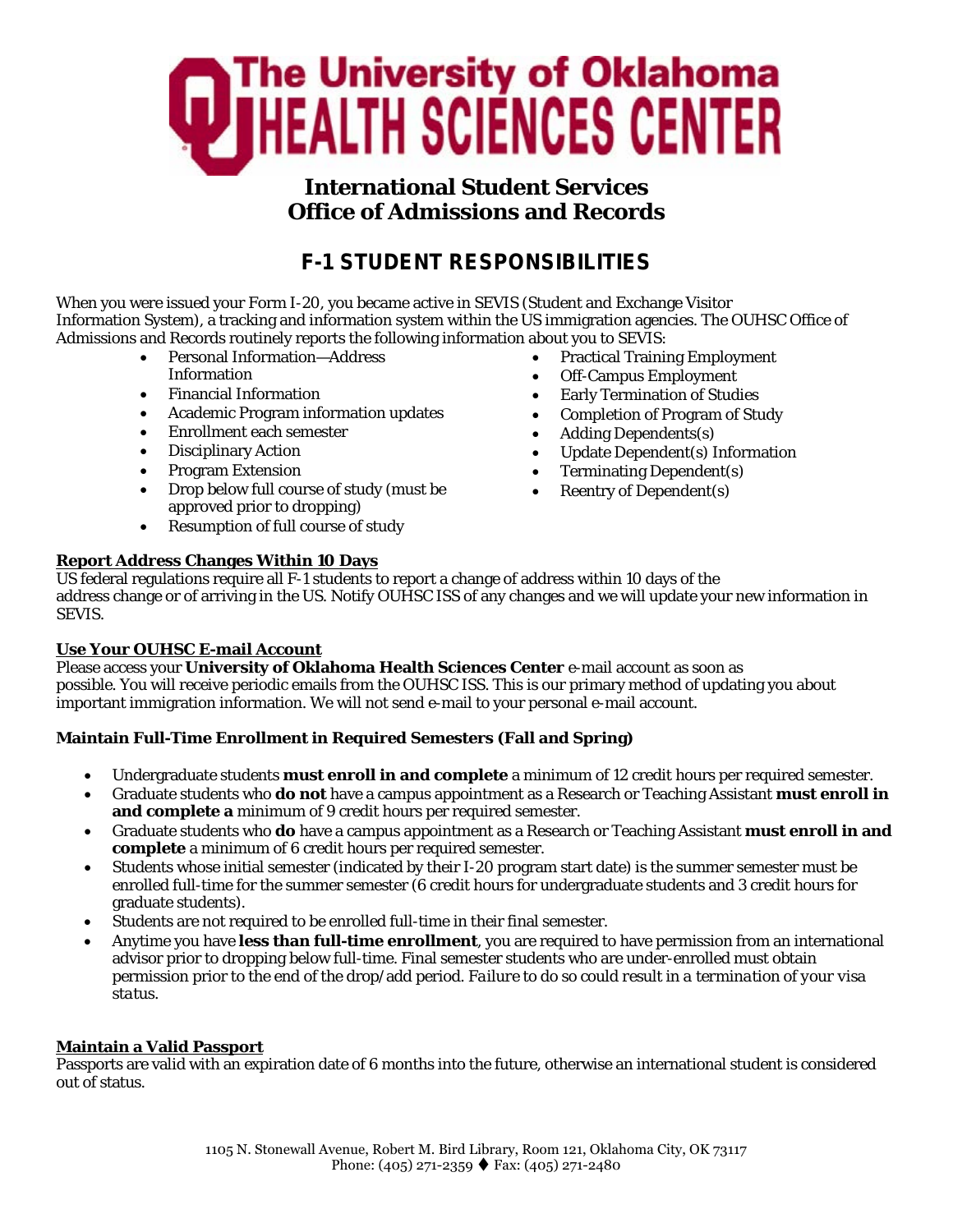# The University of Oklahoma HEALTH SCIENCES CENTER

## International Student Services
## Office of Admissions and Records

## F-1 STUDENT RESPONSIBILITIES

When you were issued your Form I-20, you became active in SEVIS (Student and Exchange Visitor Information System), a tracking and information system within the US immigration agencies. The OUHSC Office of Admissions and Records routinely reports the following information about you to SEVIS:

- Personal Information—Address Information
- Financial Information
- Academic Program information updates
- Enrollment each semester
- Disciplinary Action
- Program Extension
- Drop below full course of study (must be approved prior to dropping)
- Resumption of full course of study
- Practical Training Employment
- Off-Campus Employment
- Early Termination of Studies
- Completion of Program of Study
- Adding Dependents(s)
- Update Dependent(s) Information
- Terminating Dependent(s)
- Reentry of Dependent(s)

**Report Address Changes Within 10 Days**

US federal regulations require all F-1 students to report a change of address within 10 days of the address change or of arriving in the US. Notify OUHSC ISS of any changes and we will update your new information in SEVIS.

**Use Your OUHSC E-mail Account**

Please access your **University of Oklahoma Health Sciences Center** e-mail account as soon as possible. You will receive periodic emails from the OUHSC ISS. This is our primary method of updating you about important immigration information. We will not send e-mail to your personal e-mail account.

**Maintain Full-Time Enrollment in Required Semesters (Fall and Spring)**

- Undergraduate students **must enroll in and complete** a minimum of 12 credit hours per required semester.
- Graduate students who **do not** have a campus appointment as a Research or Teaching Assistant **must enroll in and complete a** minimum of 9 credit hours per required semester.
- Graduate students who **do** have a campus appointment as a Research or Teaching Assistant **must enroll in and complete** a minimum of 6 credit hours per required semester.
- Students whose initial semester (indicated by their I-20 program start date) is the summer semester must be enrolled full-time for the summer semester (6 credit hours for undergraduate students and 3 credit hours for graduate students).
- Students are not required to be enrolled full-time in their final semester.
- Anytime you have **less than full-time enrollment**, you are required to have permission from an international advisor prior to dropping below full-time. Final semester students who are under-enrolled must obtain permission prior to the end of the drop/add period. *Failure to do so could result in a termination of your visa status.*

**Maintain a Valid Passport**

Passports are valid with an expiration date of 6 months into the future, otherwise an international student is considered out of status.

1105 N. Stonewall Avenue, Robert M. Bird Library, Room 121, Oklahoma City, OK 73117
Phone: (405) 271-2359 ♦ Fax: (405) 271-2480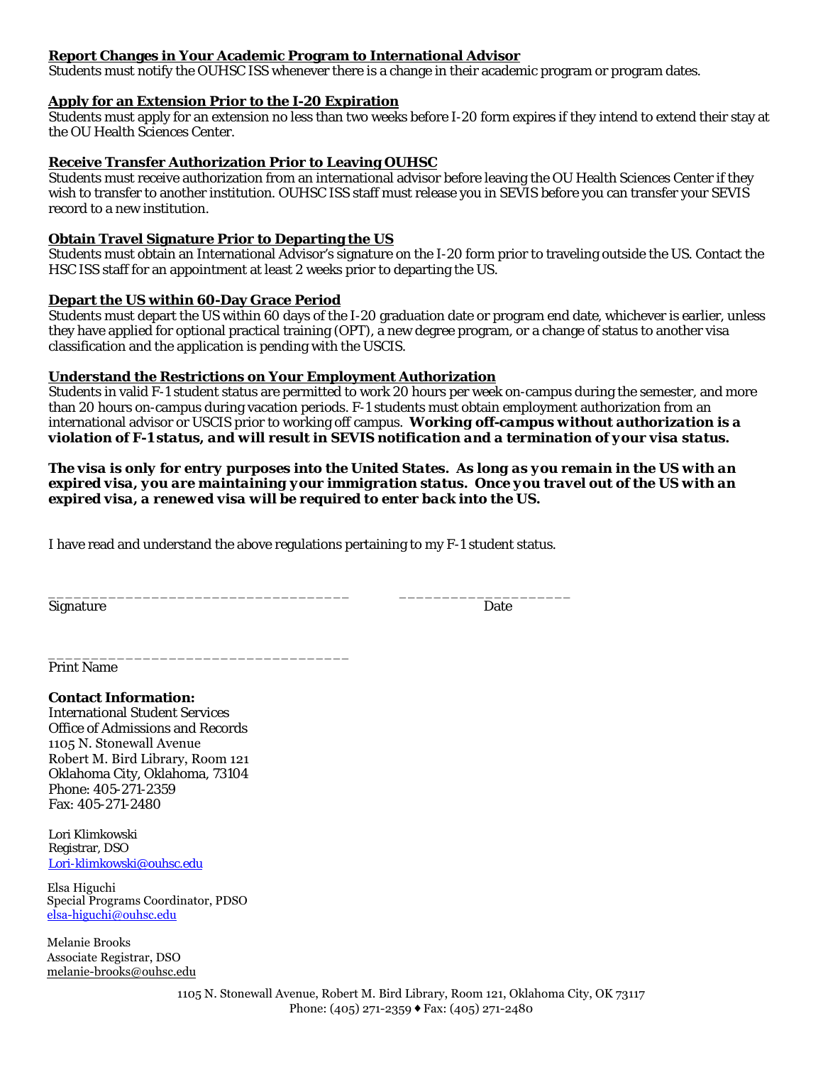**Report Changes in Your Academic Program to International Advisor**

Students must notify the OUHSC ISS whenever there is a change in their academic program or program dates.

**Apply for an Extension Prior to the I-20 Expiration**

Students must apply for an extension no less than two weeks before I-20 form expires if they intend to extend their stay at the OU Health Sciences Center.

**Receive Transfer Authorization Prior to Leaving OUHSC**

Students must receive authorization from an international advisor before leaving the OU Health Sciences Center if they wish to transfer to another institution. OUHSC ISS staff must release you in SEVIS before you can transfer your SEVIS record to a new institution.

**Obtain Travel Signature Prior to Departing the US**

Students must obtain an International Advisor's signature on the I-20 form prior to traveling outside the US. Contact the HSC ISS staff for an appointment at least 2 weeks prior to departing the US.

**Depart the US within 60-Day Grace Period**

Students must depart the US within 60 days of the I-20 graduation date or program end date, whichever is earlier, unless they have applied for optional practical training (OPT), a new degree program, or a change of status to another visa classification and the application is pending with the USCIS.

**Understand the Restrictions on Your Employment Authorization**

Students in valid F-1 student status are permitted to work 20 hours per week on-campus during the semester, and more than 20 hours on-campus during vacation periods. F-1 students must obtain employment authorization from an international advisor or USCIS prior to working off campus. ***Working off-campus without authorization is a violation of F-1 status, and will result in SEVIS notification and a termination of your visa status.***

***The visa is only for entry purposes into the United States. As long as you remain in the US with an expired visa, you are maintaining your immigration status. Once you travel out of the US with an expired visa, a renewed visa will be required to enter back into the US.***

I have read and understand the above regulations pertaining to my F-1 student status.

___________________________________ ____________________

Signature Date

___________________________________

Print Name

**Contact Information:**

International Student Services
Office of Admissions and Records
1105 N. Stonewall Avenue
Robert M. Bird Library, Room 121
Oklahoma City, Oklahoma, 73104
Phone: 405-271-2359
Fax: 405-271-2480

Lori Klimkowski
Registrar, DSO
Lori-klimkowski@ouhsc.edu

Elsa Higuchi
Special Programs Coordinator, PDSO
elsa-higuchi@ouhsc.edu

Melanie Brooks
Associate Registrar, DSO
melanie-brooks@ouhsc.edu

1105 N. Stonewall Avenue, Robert M. Bird Library, Room 121, Oklahoma City, OK 73117
Phone: (405) 271-2359 ♦ Fax: (405) 271-2480